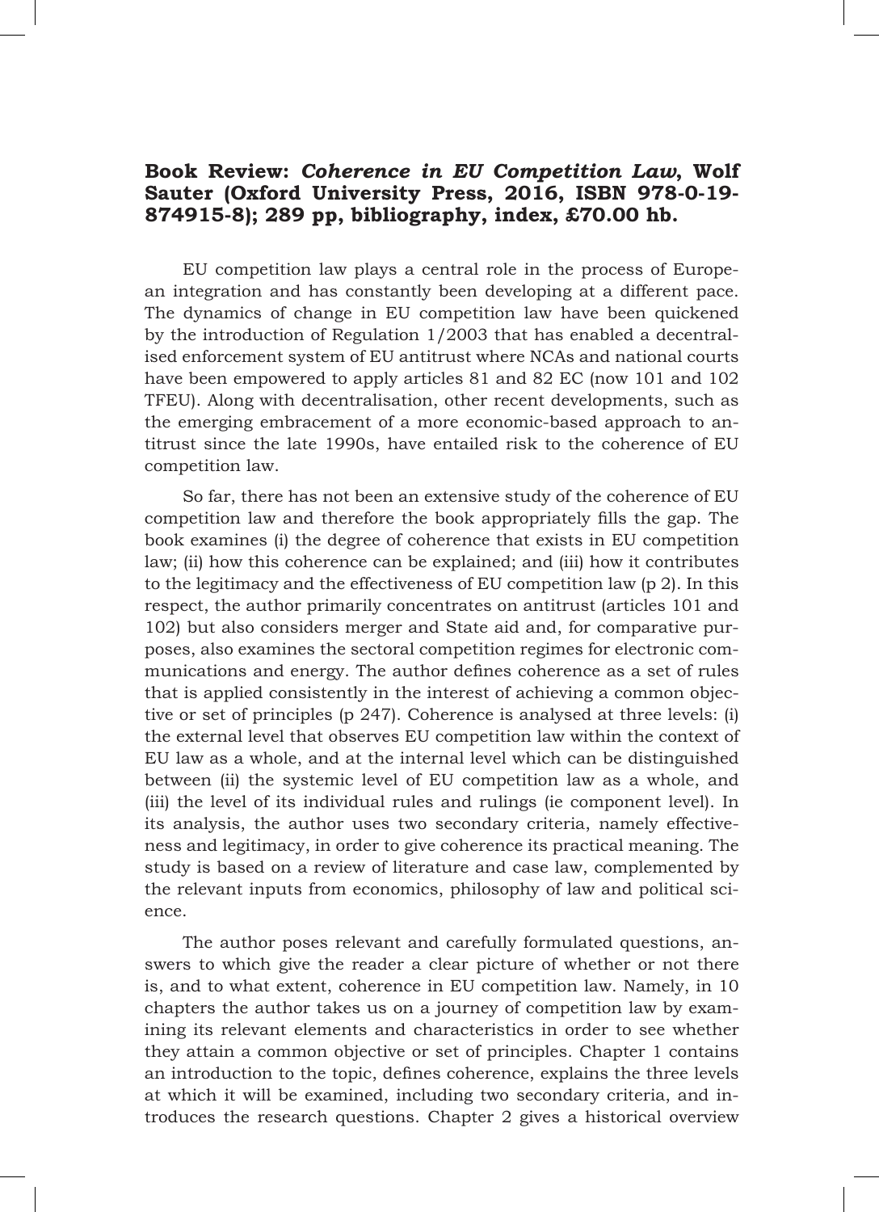## Book Review: *Coherence in EU Competition Law*, Wolf Sauter (Oxford University Press, 2016, ISBN 978-0-19-874915-8); 289 pp, bibliography, index, £70.00 hb.

EU competition law plays a central role in the process of European integration and has constantly been developing at a different pace. The dynamics of change in EU competition law have been quickened by the introduction of Regulation 1/2003 that has enabled a decentralised enforcement system of EU antitrust where NCAs and national courts have been empowered to apply articles 81 and 82 EC (now 101 and 102 TFEU). Along with decentralisation, other recent developments, such as the emerging embracement of a more economic-based approach to antitrust since the late 1990s, have entailed risk to the coherence of EU competition law.

So far, there has not been an extensive study of the coherence of EU competition law and therefore the book appropriately fills the gap. The book examines (i) the degree of coherence that exists in EU competition law; (ii) how this coherence can be explained; and (iii) how it contributes to the legitimacy and the effectiveness of EU competition law (p 2). In this respect, the author primarily concentrates on antitrust (articles 101 and 102) but also considers merger and State aid and, for comparative purposes, also examines the sectoral competition regimes for electronic communications and energy. The author defines coherence as a set of rules that is applied consistently in the interest of achieving a common objective or set of principles (p 247). Coherence is analysed at three levels: (i) the external level that observes EU competition law within the context of EU law as a whole, and at the internal level which can be distinguished between (ii) the systemic level of EU competition law as a whole, and (iii) the level of its individual rules and rulings (ie component level). In its analysis, the author uses two secondary criteria, namely effectiveness and legitimacy, in order to give coherence its practical meaning. The study is based on a review of literature and case law, complemented by the relevant inputs from economics, philosophy of law and political science.

The author poses relevant and carefully formulated questions, answers to which give the reader a clear picture of whether or not there is, and to what extent, coherence in EU competition law. Namely, in 10 chapters the author takes us on a journey of competition law by examining its relevant elements and characteristics in order to see whether they attain a common objective or set of principles. Chapter 1 contains an introduction to the topic, defines coherence, explains the three levels at which it will be examined, including two secondary criteria, and introduces the research questions. Chapter 2 gives a historical overview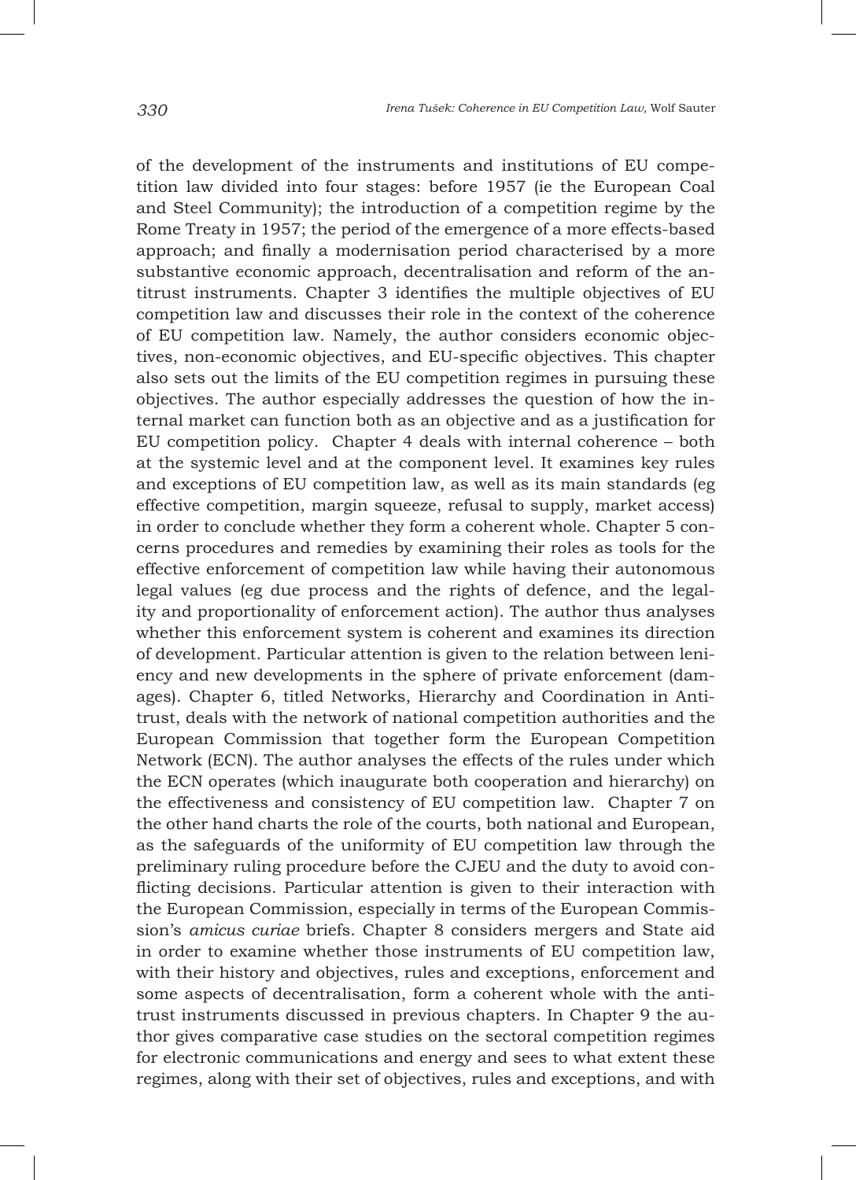of the development of the instruments and institutions of EU competition law divided into four stages: before 1957 (ie the European Coal and Steel Community); the introduction of a competition regime by the Rome Treaty in 1957; the period of the emergence of a more effects-based approach; and finally a modernisation period characterised by a more substantive economic approach, decentralisation and reform of the antitrust instruments. Chapter 3 identifies the multiple objectives of EU competition law and discusses their role in the context of the coherence of EU competition law. Namely, the author considers economic objectives, non-economic objectives, and EU-specific objectives. This chapter also sets out the limits of the EU competition regimes in pursuing these objectives. The author especially addresses the question of how the internal market can function both as an objective and as a justification for EU competition policy. Chapter 4 deals with internal coherence – both at the systemic level and at the component level. It examines key rules and exceptions of EU competition law, as well as its main standards (eg effective competition, margin squeeze, refusal to supply, market access) in order to conclude whether they form a coherent whole. Chapter 5 concerns procedures and remedies by examining their roles as tools for the effective enforcement of competition law while having their autonomous legal values (eg due process and the rights of defence, and the legality and proportionality of enforcement action). The author thus analyses whether this enforcement system is coherent and examines its direction of development. Particular attention is given to the relation between leniency and new developments in the sphere of private enforcement (damages). Chapter 6, titled Networks, Hierarchy and Coordination in Antitrust, deals with the network of national competition authorities and the European Commission that together form the European Competition Network (ECN). The author analyses the effects of the rules under which the ECN operates (which inaugurate both cooperation and hierarchy) on the effectiveness and consistency of EU competition law. Chapter 7 on the other hand charts the role of the courts, both national and European, as the safeguards of the uniformity of EU competition law through the preliminary ruling procedure before the CJEU and the duty to avoid conflicting decisions. Particular attention is given to their interaction with the European Commission, especially in terms of the European Commission's *amicus curiae* briefs. Chapter 8 considers mergers and State aid in order to examine whether those instruments of EU competition law, with their history and objectives, rules and exceptions, enforcement and some aspects of decentralisation, form a coherent whole with the antitrust instruments discussed in previous chapters. In Chapter 9 the author gives comparative case studies on the sectoral competition regimes for electronic communications and energy and sees to what extent these regimes, along with their set of objectives, rules and exceptions, and with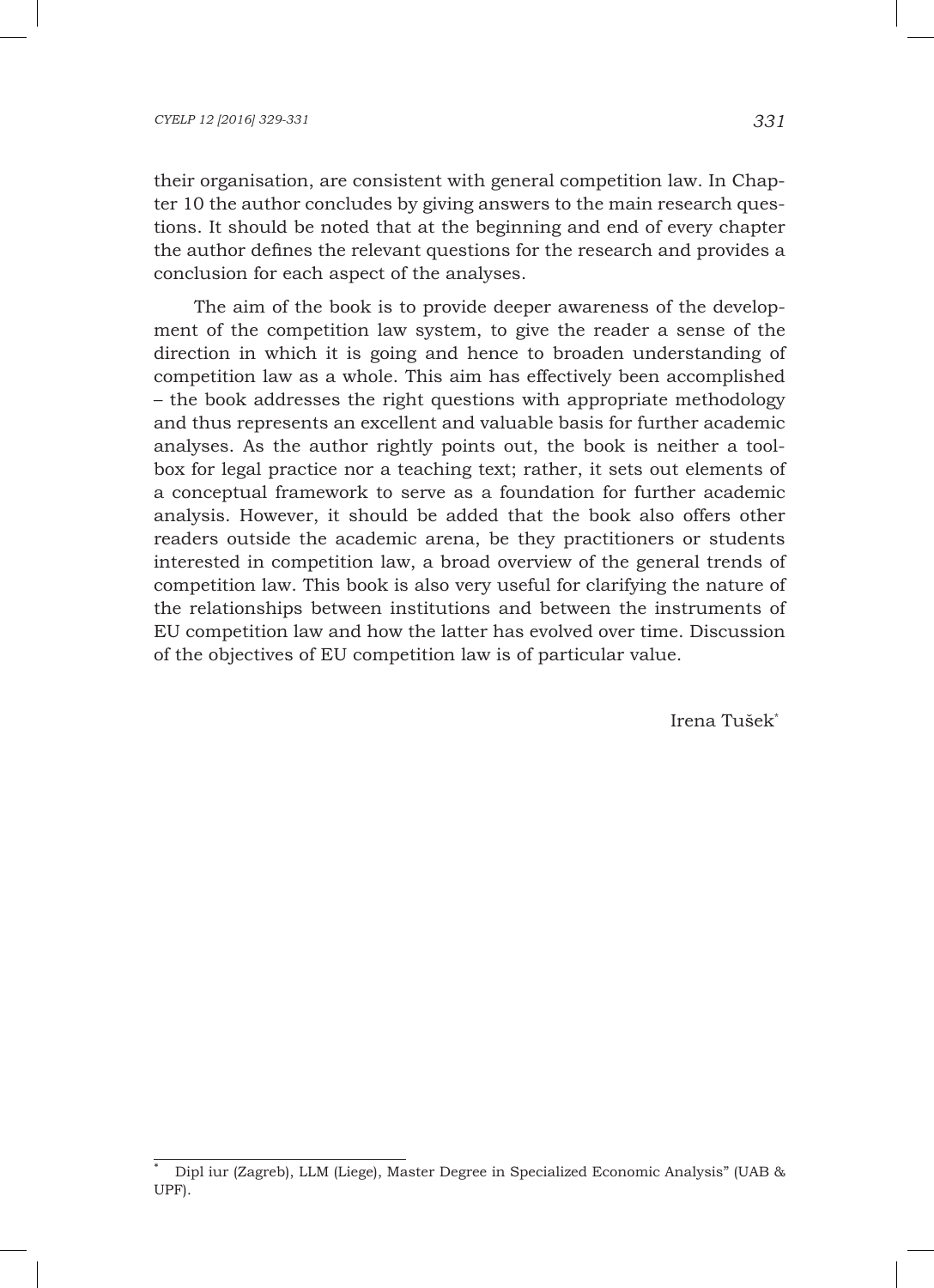their organisation, are consistent with general competition law. In Chapter 10 the author concludes by giving answers to the main research questions. It should be noted that at the beginning and end of every chapter the author defines the relevant questions for the research and provides a conclusion for each aspect of the analyses.

The aim of the book is to provide deeper awareness of the development of the competition law system, to give the reader a sense of the direction in which it is going and hence to broaden understanding of competition law as a whole. This aim has effectively been accomplished – the book addresses the right questions with appropriate methodology and thus represents an excellent and valuable basis for further academic analyses. As the author rightly points out, the book is neither a toolbox for legal practice nor a teaching text; rather, it sets out elements of a conceptual framework to serve as a foundation for further academic analysis. However, it should be added that the book also offers other readers outside the academic arena, be they practitioners or students interested in competition law, a broad overview of the general trends of competition law. This book is also very useful for clarifying the nature of the relationships between institutions and between the instruments of EU competition law and how the latter has evolved over time. Discussion of the objectives of EU competition law is of particular value.

Irena Tušek*

\* Dipl iur (Zagreb), LLM (Liege), Master Degree in Specialized Economic Analysis" (UAB & UPF).